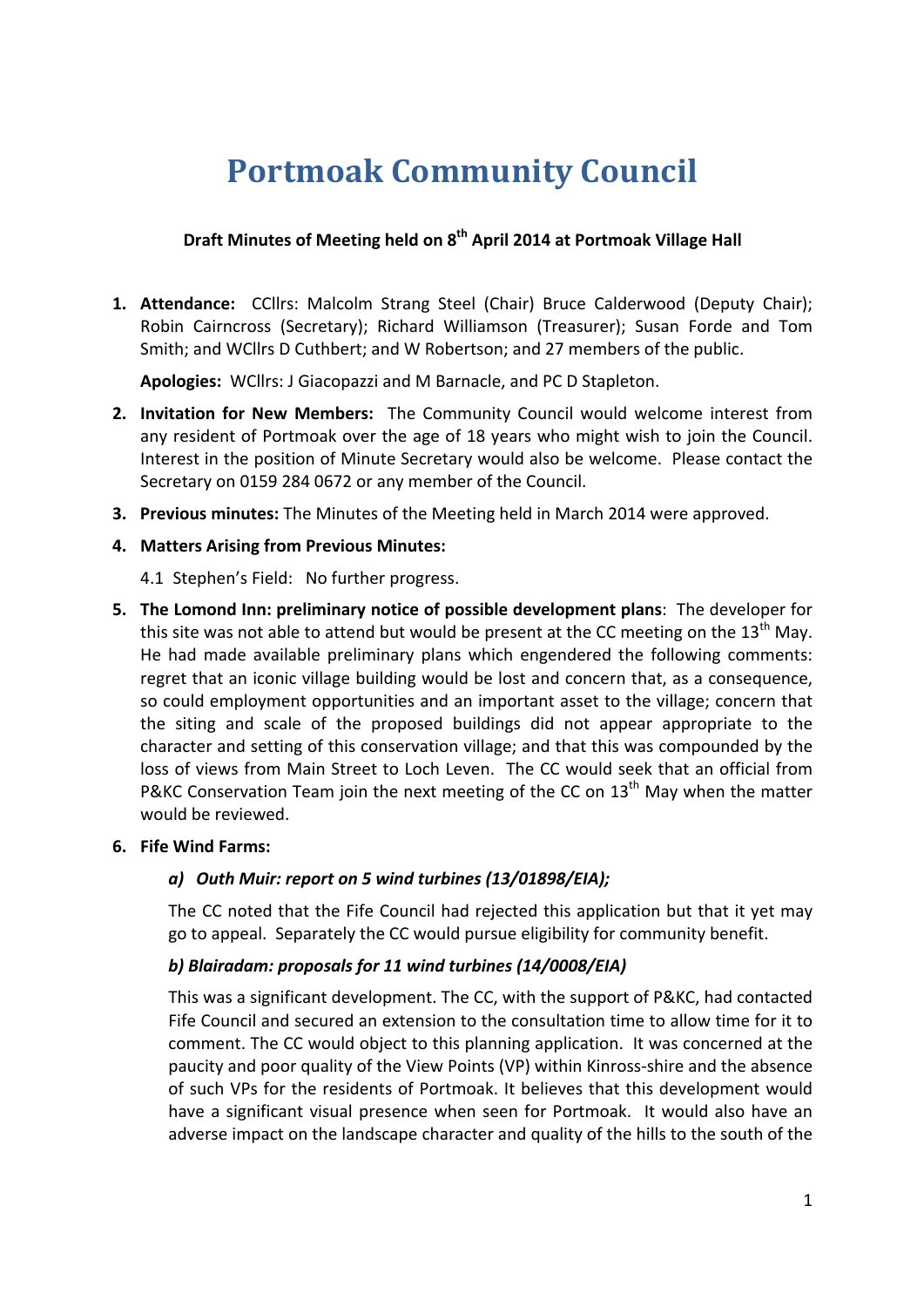# Portmoak Community Council

**Draft Minutes of Meeting held on 8th April 2014 at Portmoak Village Hall**

1. **Attendance:** CCllrs: Malcolm Strang Steel (Chair) Bruce Calderwood (Deputy Chair); Robin Cairncross (Secretary); Richard Williamson (Treasurer); Susan Forde and Tom Smith; and WCllrs D Cuthbert; and W Robertson; and 27 members of the public.

   **Apologies:** WCllrs: J Giacopazzi and M Barnacle, and PC D Stapleton.

2. **Invitation for New Members:** The Community Council would welcome interest from any resident of Portmoak over the age of 18 years who might wish to join the Council. Interest in the position of Minute Secretary would also be welcome. Please contact the Secretary on 0159 284 0672 or any member of the Council.

3. **Previous minutes:** The Minutes of the Meeting held in March 2014 were approved.

4. **Matters Arising from Previous Minutes:**

   4.1 Stephen's Field: No further progress.

5. **The Lomond Inn: preliminary notice of possible development plans**: The developer for this site was not able to attend but would be present at the CC meeting on the 13th May. He had made available preliminary plans which engendered the following comments: regret that an iconic village building would be lost and concern that, as a consequence, so could employment opportunities and an important asset to the village; concern that the siting and scale of the proposed buildings did not appear appropriate to the character and setting of this conservation village; and that this was compounded by the loss of views from Main Street to Loch Leven. The CC would seek that an official from P&KC Conservation Team join the next meeting of the CC on 13th May when the matter would be reviewed.

6. **Fife Wind Farms:**

   ***a) Outh Muir: report on 5 wind turbines (13/01898/EIA);***

   The CC noted that the Fife Council had rejected this application but that it yet may go to appeal. Separately the CC would pursue eligibility for community benefit.

   ***b) Blairadam: proposals for 11 wind turbines (14/0008/EIA)***

   This was a significant development. The CC, with the support of P&KC, had contacted Fife Council and secured an extension to the consultation time to allow time for it to comment. The CC would object to this planning application. It was concerned at the paucity and poor quality of the View Points (VP) within Kinross-shire and the absence of such VPs for the residents of Portmoak. It believes that this development would have a significant visual presence when seen for Portmoak. It would also have an adverse impact on the landscape character and quality of the hills to the south of the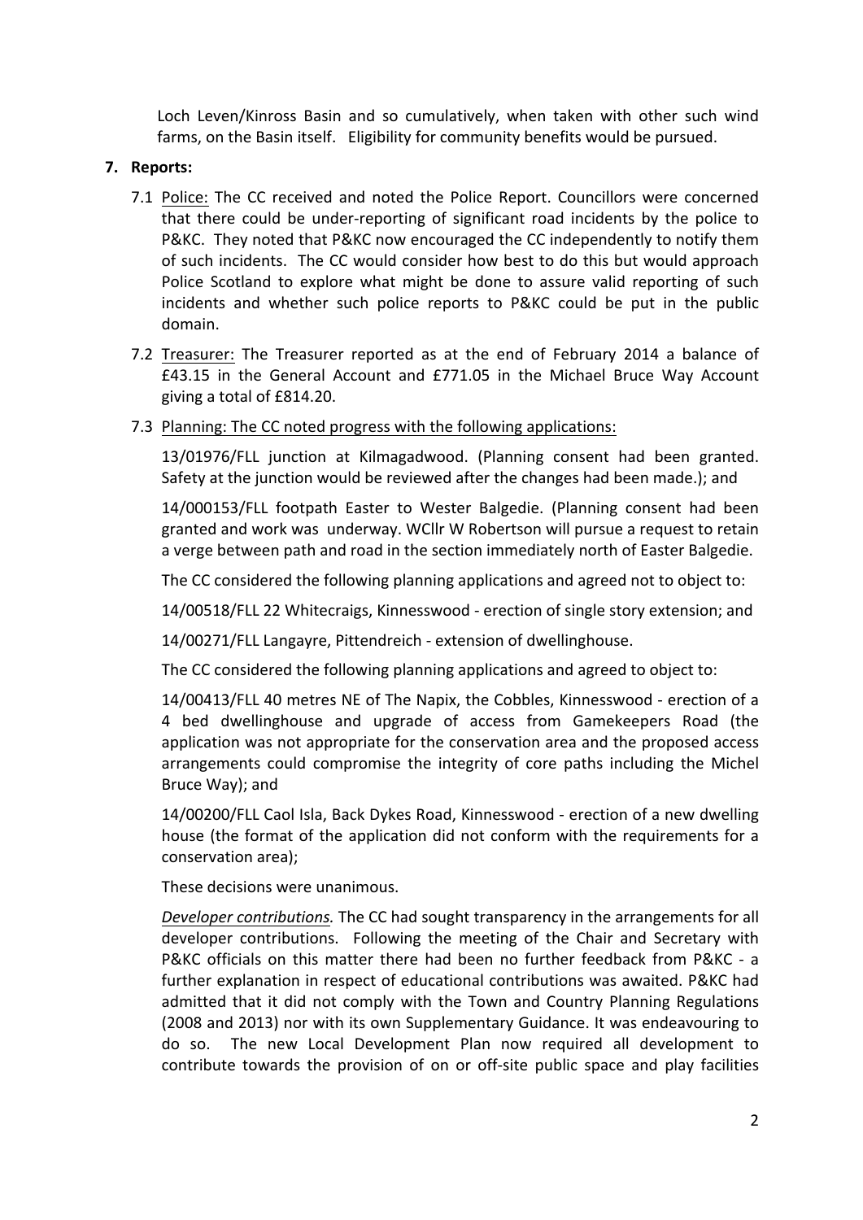Loch Leven/Kinross Basin and so cumulatively, when taken with other such wind farms, on the Basin itself. Eligibility for community benefits would be pursued.

**7. Reports:**

7.1 Police: The CC received and noted the Police Report. Councillors were concerned that there could be under-reporting of significant road incidents by the police to P&KC. They noted that P&KC now encouraged the CC independently to notify them of such incidents. The CC would consider how best to do this but would approach Police Scotland to explore what might be done to assure valid reporting of such incidents and whether such police reports to P&KC could be put in the public domain.

7.2 Treasurer: The Treasurer reported as at the end of February 2014 a balance of £43.15 in the General Account and £771.05 in the Michael Bruce Way Account giving a total of £814.20.

7.3 Planning: The CC noted progress with the following applications:

13/01976/FLL junction at Kilmagadwood. (Planning consent had been granted. Safety at the junction would be reviewed after the changes had been made.); and

14/000153/FLL footpath Easter to Wester Balgedie. (Planning consent had been granted and work was underway. WCllr W Robertson will pursue a request to retain a verge between path and road in the section immediately north of Easter Balgedie.

The CC considered the following planning applications and agreed not to object to:

14/00518/FLL 22 Whitecraigs, Kinnesswood - erection of single story extension; and

14/00271/FLL Langayre, Pittendreich - extension of dwellinghouse.

The CC considered the following planning applications and agreed to object to:

14/00413/FLL 40 metres NE of The Napix, the Cobbles, Kinnesswood - erection of a 4 bed dwellinghouse and upgrade of access from Gamekeepers Road (the application was not appropriate for the conservation area and the proposed access arrangements could compromise the integrity of core paths including the Michel Bruce Way); and

14/00200/FLL Caol Isla, Back Dykes Road, Kinnesswood - erection of a new dwelling house (the format of the application did not conform with the requirements for a conservation area);

These decisions were unanimous.

*Developer contributions.* The CC had sought transparency in the arrangements for all developer contributions. Following the meeting of the Chair and Secretary with P&KC officials on this matter there had been no further feedback from P&KC - a further explanation in respect of educational contributions was awaited. P&KC had admitted that it did not comply with the Town and Country Planning Regulations (2008 and 2013) nor with its own Supplementary Guidance. It was endeavouring to do so. The new Local Development Plan now required all development to contribute towards the provision of on or off-site public space and play facilities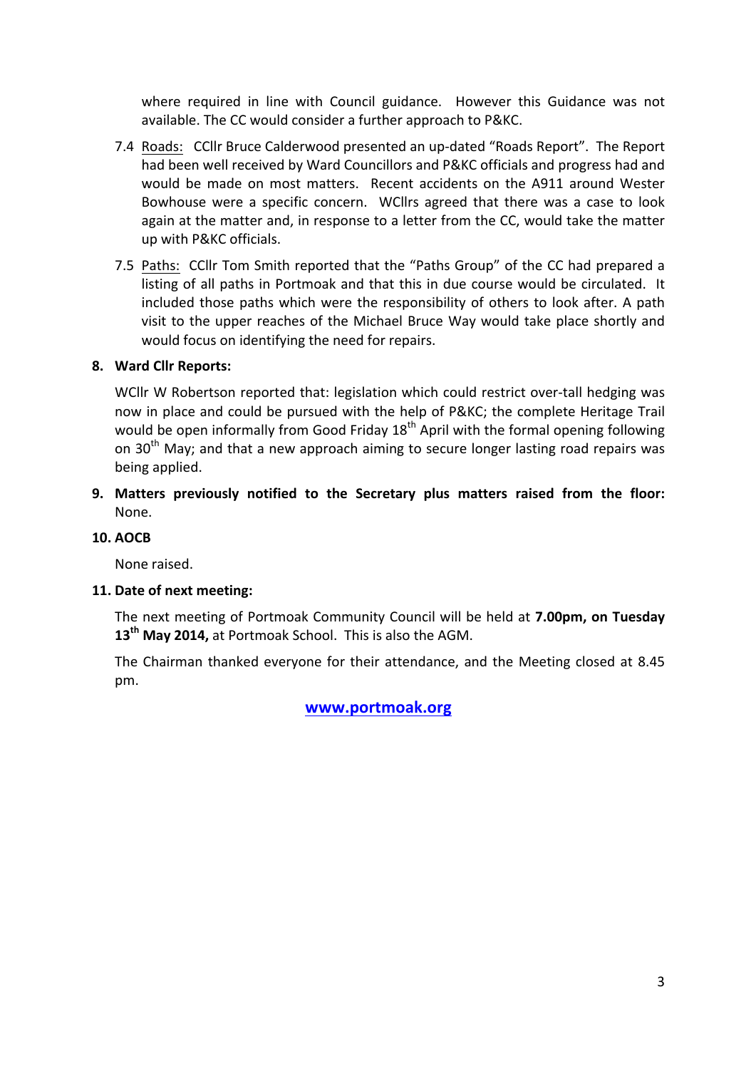where required in line with Council guidance. However this Guidance was not available. The CC would consider a further approach to P&KC.

7.4 Roads: CCllr Bruce Calderwood presented an up-dated "Roads Report". The Report had been well received by Ward Councillors and P&KC officials and progress had and would be made on most matters. Recent accidents on the A911 around Wester Bowhouse were a specific concern. WCllrs agreed that there was a case to look again at the matter and, in response to a letter from the CC, would take the matter up with P&KC officials.

7.5 Paths: CCllr Tom Smith reported that the "Paths Group" of the CC had prepared a listing of all paths in Portmoak and that this in due course would be circulated. It included those paths which were the responsibility of others to look after. A path visit to the upper reaches of the Michael Bruce Way would take place shortly and would focus on identifying the need for repairs.

**8. Ward Cllr Reports:**

WCllr W Robertson reported that: legislation which could restrict over-tall hedging was now in place and could be pursued with the help of P&KC; the complete Heritage Trail would be open informally from Good Friday 18th April with the formal opening following on 30th May; and that a new approach aiming to secure longer lasting road repairs was being applied.

**9. Matters previously notified to the Secretary plus matters raised from the floor:** None.

**10. AOCB**

None raised.

**11. Date of next meeting:**

The next meeting of Portmoak Community Council will be held at **7.00pm, on Tuesday 13th May 2014,** at Portmoak School. This is also the AGM.

The Chairman thanked everyone for their attendance, and the Meeting closed at 8.45 pm.

**www.portmoak.org**